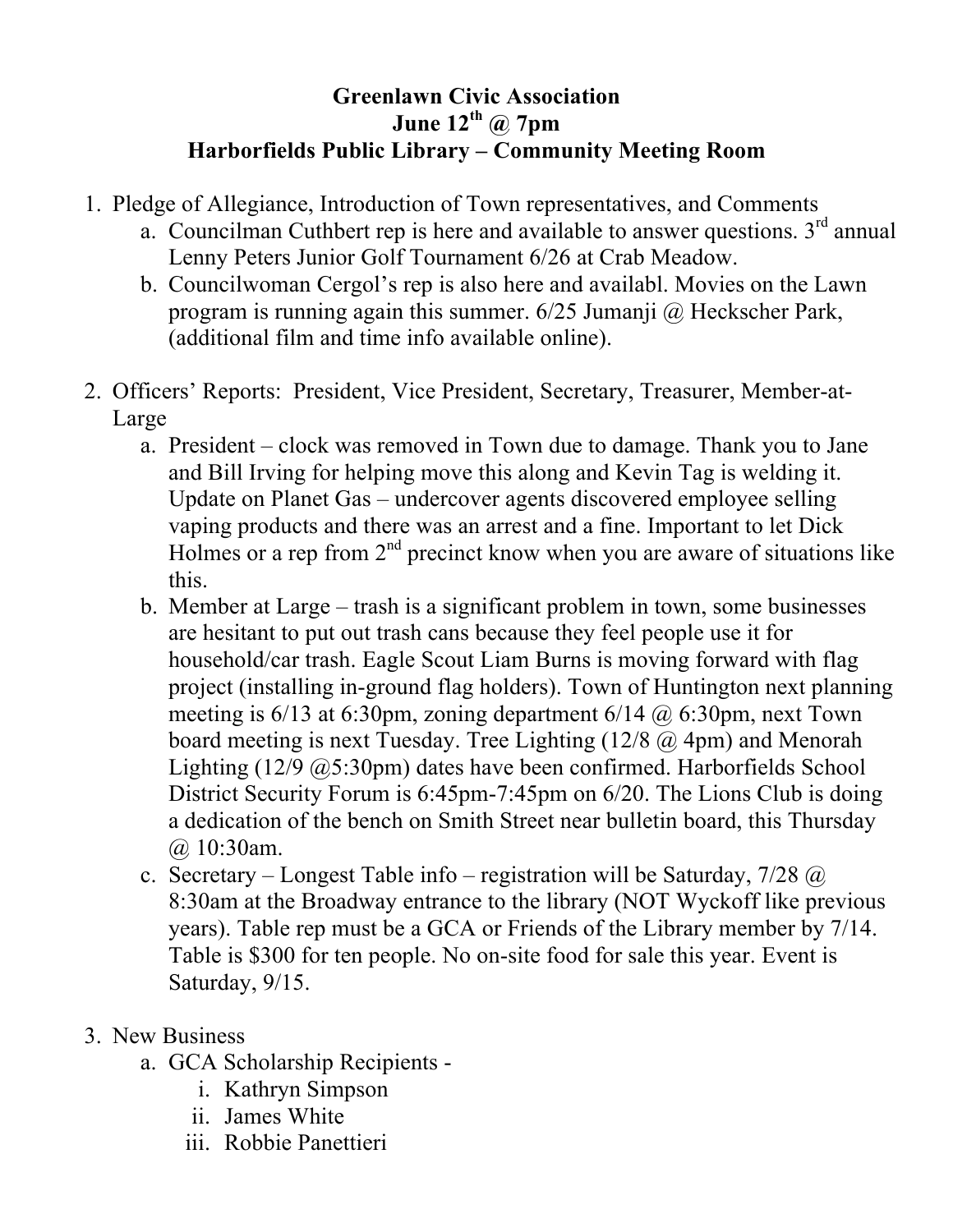**Greenlawn Civic Association**
**June 12th @ 7pm**
**Harborfields Public Library – Community Meeting Room**

1. Pledge of Allegiance, Introduction of Town representatives, and Comments
   a. Councilman Cuthbert rep is here and available to answer questions. 3rd annual Lenny Peters Junior Golf Tournament 6/26 at Crab Meadow.
   b. Councilwoman Cergol's rep is also here and availabl. Movies on the Lawn program is running again this summer. 6/25 Jumanji @ Heckscher Park, (additional film and time info available online).

2. Officers' Reports: President, Vice President, Secretary, Treasurer, Member-at-Large
   a. President – clock was removed in Town due to damage. Thank you to Jane and Bill Irving for helping move this along and Kevin Tag is welding it. Update on Planet Gas – undercover agents discovered employee selling vaping products and there was an arrest and a fine. Important to let Dick Holmes or a rep from 2nd precinct know when you are aware of situations like this.
   b. Member at Large – trash is a significant problem in town, some businesses are hesitant to put out trash cans because they feel people use it for household/car trash. Eagle Scout Liam Burns is moving forward with flag project (installing in-ground flag holders). Town of Huntington next planning meeting is 6/13 at 6:30pm, zoning department 6/14 @ 6:30pm, next Town board meeting is next Tuesday. Tree Lighting (12/8 @ 4pm) and Menorah Lighting (12/9 @5:30pm) dates have been confirmed. Harborfields School District Security Forum is 6:45pm-7:45pm on 6/20. The Lions Club is doing a dedication of the bench on Smith Street near bulletin board, this Thursday @ 10:30am.
   c. Secretary – Longest Table info – registration will be Saturday, 7/28 @ 8:30am at the Broadway entrance to the library (NOT Wyckoff like previous years). Table rep must be a GCA or Friends of the Library member by 7/14. Table is $300 for ten people. No on-site food for sale this year. Event is Saturday, 9/15.

3. New Business
   a. GCA Scholarship Recipients -
      i. Kathryn Simpson
      ii. James White
      iii. Robbie Panettieri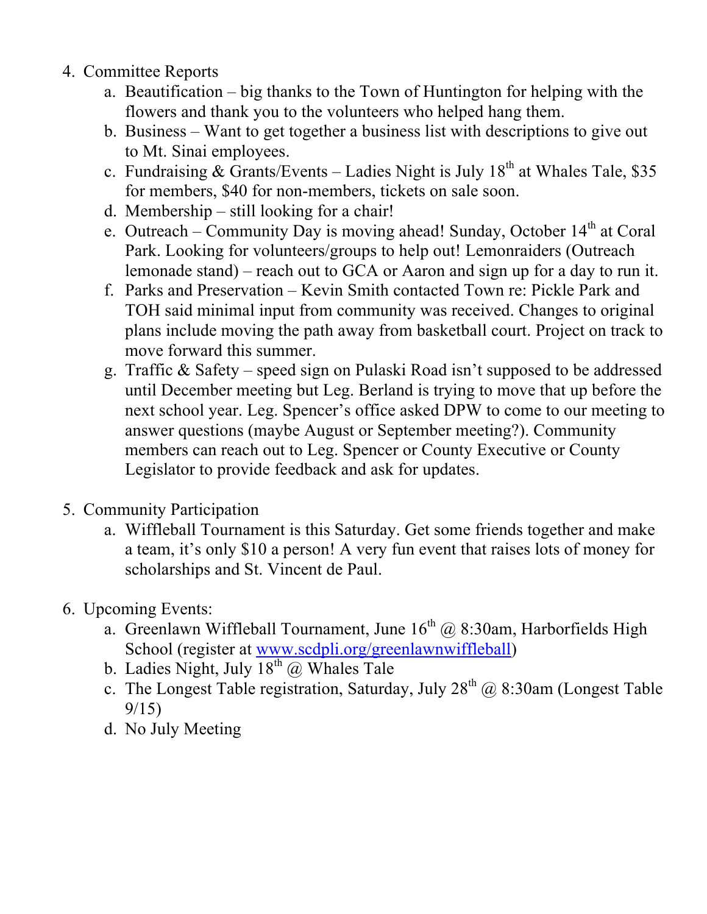4. Committee Reports
    a. Beautification – big thanks to the Town of Huntington for helping with the flowers and thank you to the volunteers who helped hang them.
    b. Business – Want to get together a business list with descriptions to give out to Mt. Sinai employees.
    c. Fundraising & Grants/Events – Ladies Night is July 18th at Whales Tale, $35 for members, $40 for non-members, tickets on sale soon.
    d. Membership – still looking for a chair!
    e. Outreach – Community Day is moving ahead! Sunday, October 14th at Coral Park. Looking for volunteers/groups to help out! Lemonraiders (Outreach lemonade stand) – reach out to GCA or Aaron and sign up for a day to run it.
    f. Parks and Preservation – Kevin Smith contacted Town re: Pickle Park and TOH said minimal input from community was received. Changes to original plans include moving the path away from basketball court. Project on track to move forward this summer.
    g. Traffic & Safety – speed sign on Pulaski Road isn't supposed to be addressed until December meeting but Leg. Berland is trying to move that up before the next school year. Leg. Spencer's office asked DPW to come to our meeting to answer questions (maybe August or September meeting?). Community members can reach out to Leg. Spencer or County Executive or County Legislator to provide feedback and ask for updates.

5. Community Participation
    a. Wiffleball Tournament is this Saturday. Get some friends together and make a team, it's only $10 a person! A very fun event that raises lots of money for scholarships and St. Vincent de Paul.

6. Upcoming Events:
    a. Greenlawn Wiffleball Tournament, June 16th @ 8:30am, Harborfields High School (register at [www.scdpli.org/greenlawnwiffleball](http://www.scdpli.org/greenlawnwiffleball))
    b. Ladies Night, July 18th @ Whales Tale
    c. The Longest Table registration, Saturday, July 28th @ 8:30am (Longest Table 9/15)
    d. No July Meeting